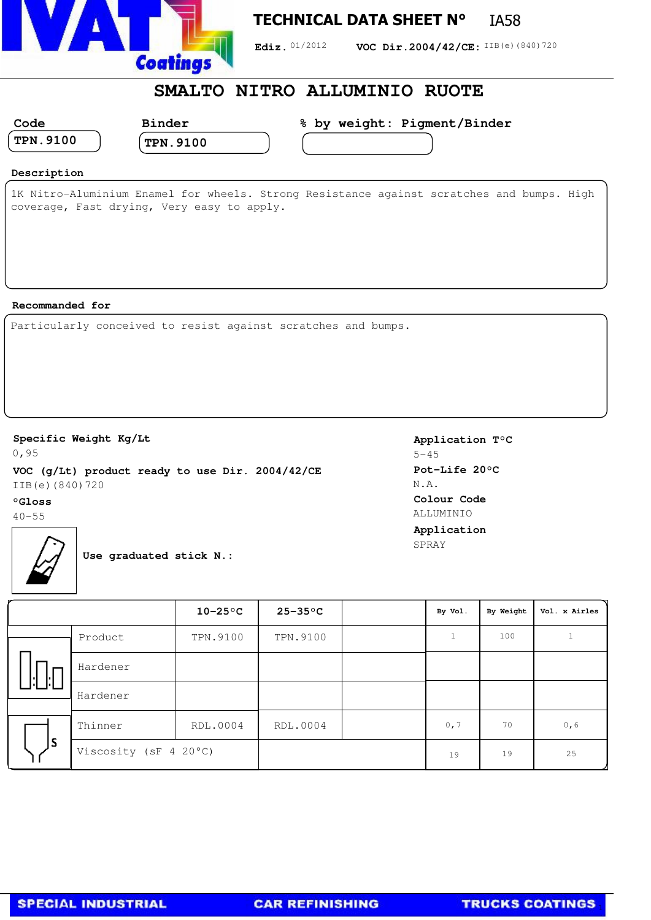# TECHNICAL DATA SHEET N° IA58

**Ediz.** 01/2012 **VOC Dir.2004/42/CE:** IIB(e)(840)720

## SMALTO NITRO ALLUMINIO RUOTE

| Code | Binder | % by weight: Pigment/Binder |
|---|---|---|
| TPN.9100 | TPN.9100 | |

**Description**

1K Nitro-Aluminium Enamel for wheels. Strong Resistance against scratches and bumps. High coverage, Fast drying, Very easy to apply.

**Recommanded for**

Particularly conceived to resist against scratches and bumps.

**Specific Weight Kg/Lt**
0,95

**VOC (g/Lt) product ready to use Dir. 2004/42/CE**
IIB(e)(840)720

**°Gloss**
40-55

**Application T°C**
5-45

**Pot-Life 20°C**
N.A.

**Colour Code**
ALLUMINIO

**Application**
SPRAY

**Use graduated stick N.:**

| | 10-25°C | 25-35°C | | By Vol. | By Weight | Vol. x Airles |
|---|---|---|---|---|---|---|
| Product | TPN.9100 | TPN.9100 | | 1 | 100 | 1 |
| Hardener | | | | | | |
| Hardener | | | | | | |
| Thinner | RDL.0004 | RDL.0004 | | 0,7 | 70 | 0,6 |
| Viscosity (sF 4 20°C) | | | | 19 | 19 | 25 |

SPECIAL INDUSTRIAL CAR REFINISHING TRUCKS COATINGS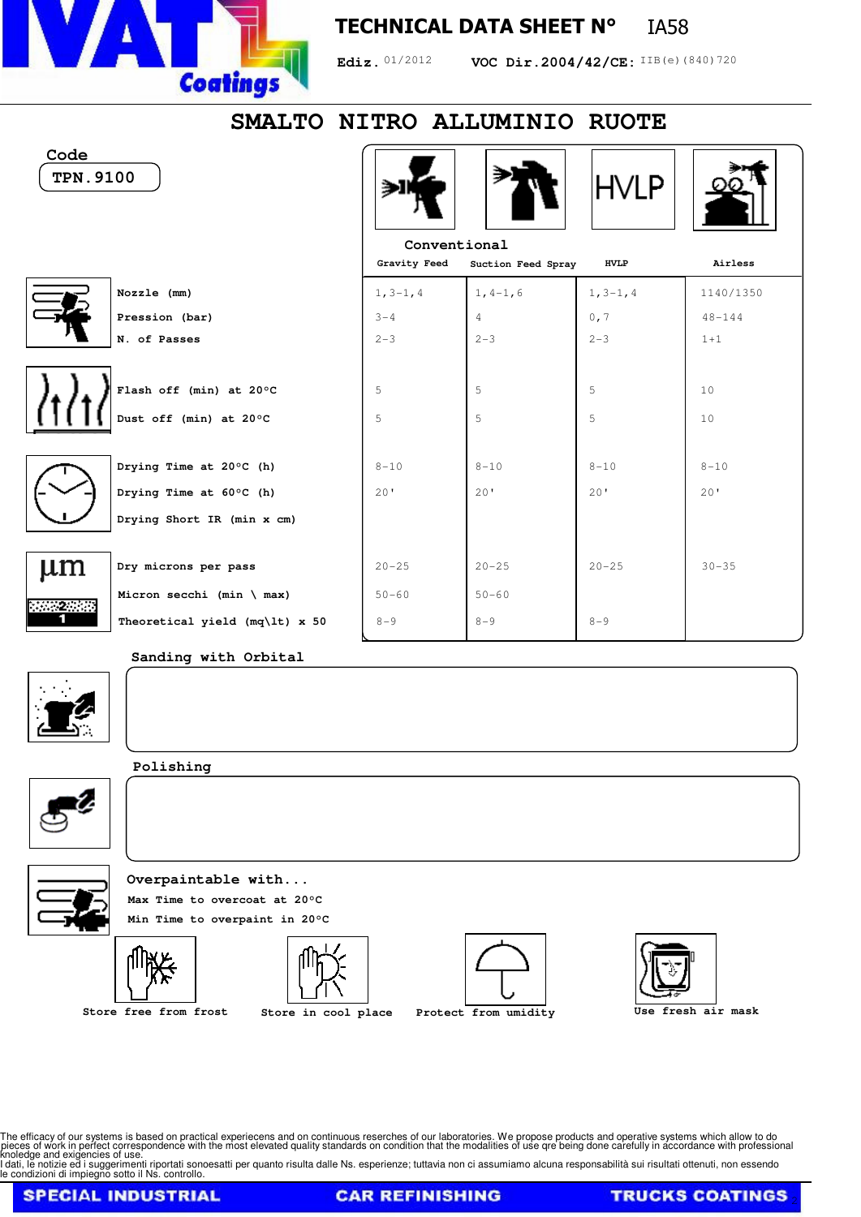# TECHNICAL DATA SHEET N° IA58

Ediz. 01/2012 VOC Dir.2004/42/CE: IIB(e)(840)720

## SMALTO NITRO ALLUMINIO RUOTE

**Code**

TPN.9100

| | Conventional Gravity Feed | Suction Feed Spray | HVLP | Airless |
|---|---|---|---|---|
| Nozzle (mm) | 1,3-1,4 | 1,4-1,6 | 1,3-1,4 | 1140/1350 |
| Pression (bar) | 3-4 | 4 | 0,7 | 48-144 |
| N. of Passes | 2-3 | 2-3 | 2-3 | 1+1 |
| Flash off (min) at 20°C | 5 | 5 | 5 | 10 |
| Dust off (min) at 20°C | 5 | 5 | 5 | 10 |
| Drying Time at 20°C (h) | 8-10 | 8-10 | 8-10 | 8-10 |
| Drying Time at 60°C (h) | 20' | 20' | 20' | 20' |
| Drying Short IR (min x cm) | | | | |
| Dry microns per pass | 20-25 | 20-25 | 20-25 | 30-35 |
| Micron secchi (min \ max) | 50-60 | 50-60 | | |
| Theoretical yield (mq\lt) x 50 | 8-9 | 8-9 | 8-9 | |

**Sanding with Orbital**

**Polishing**

**Overpaintable with...**

Max Time to overcoat at 20°C

Min Time to overpaint in 20°C

Store free from frost

Store in cool place

Protect from umidity

Use fresh air mask

The efficacy of our systems is based on practical experiecens and on continuous reserches of our laboratories. We propose products and operative systems which allow to do pieces of work in perfect correspondence with the most elevated quality standards on condition that the modalities of use qre being done carefully in accordance with professional knoledge and exigencies of use.
I dati, le notizie ed i suggerimenti riportati sonoesatti per quanto risulta dalle Ns. esperienze; tuttavia non ci assumiamo alcuna responsabilità sui risultati ottenuti, non essendo le condizioni di impiegno sotto il Ns. controllo.

SPECIAL INDUSTRIAL CAR REFINISHING TRUCKS COATINGS